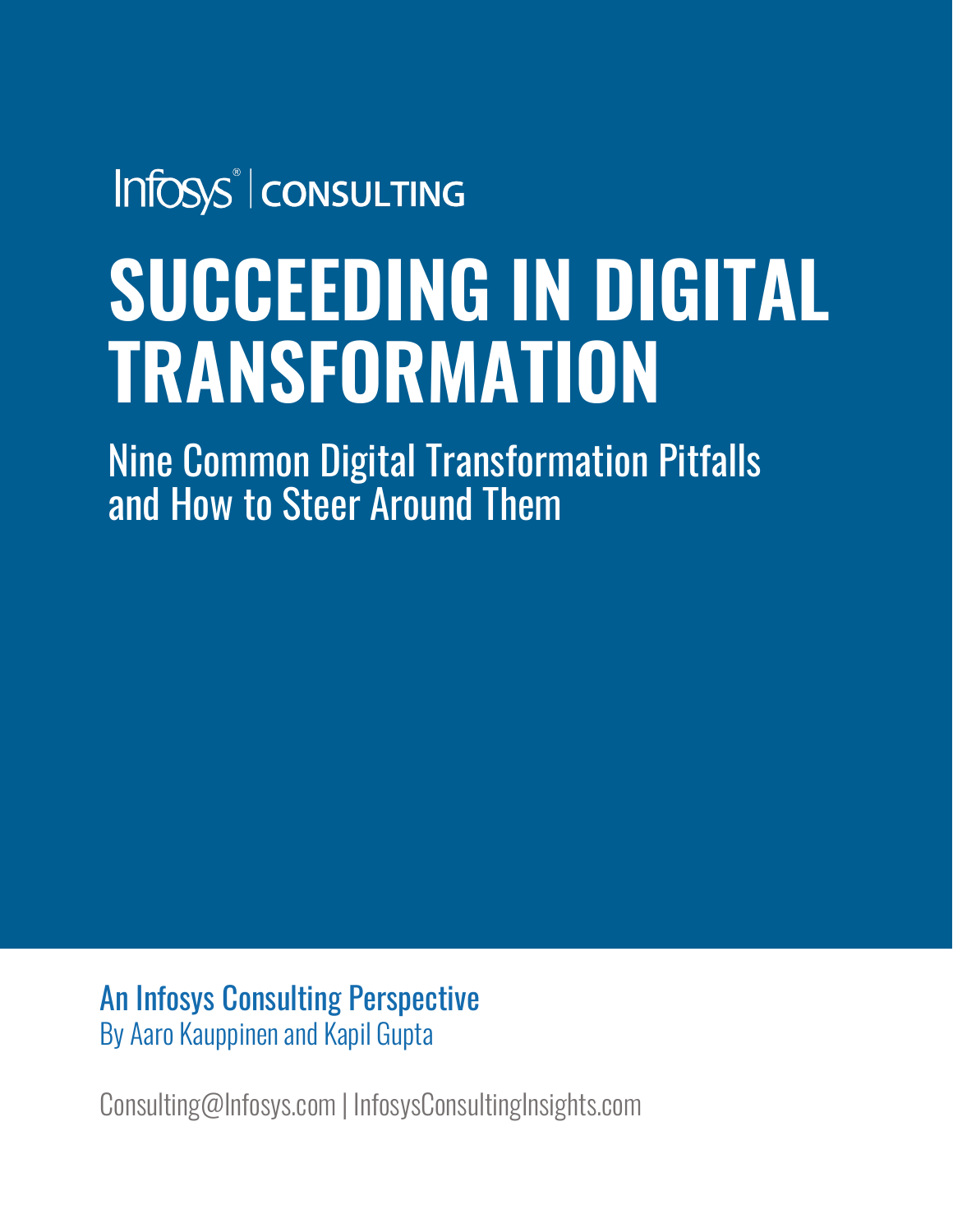Infosys® | CONSULTING

# SUCCEEDING IN DIGITAL TRANSFORMATION

## Nine Common Digital Transformation Pitfalls and How to Steer Around Them

**An Infosys Consulting Perspective**

By Aaro Kauppinen and Kapil Gupta

Consulting@Infosys.com | InfosysConsultingInsights.com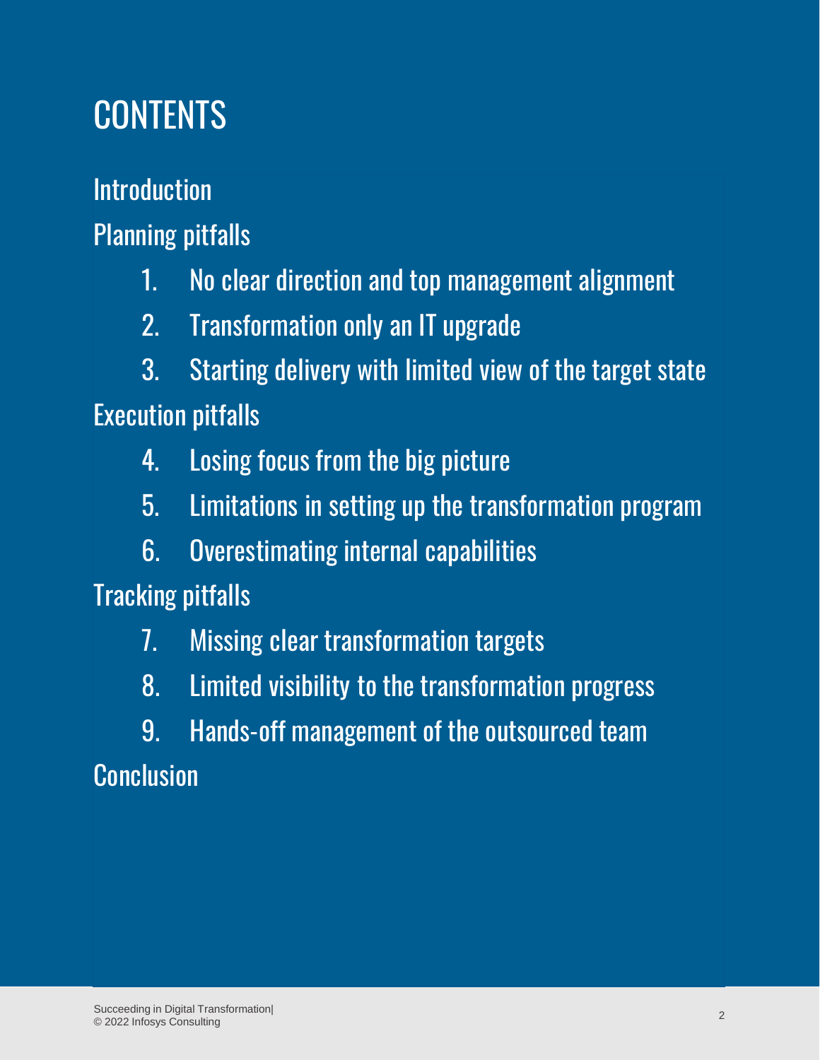# CONTENTS

Introduction

Planning pitfalls

1. No clear direction and top management alignment
2. Transformation only an IT upgrade
3. Starting delivery with limited view of the target state

Execution pitfalls

4. Losing focus from the big picture
5. Limitations in setting up the transformation program
6. Overestimating internal capabilities

Tracking pitfalls

7. Missing clear transformation targets
8. Limited visibility to the transformation progress
9. Hands-off management of the outsourced team

Conclusion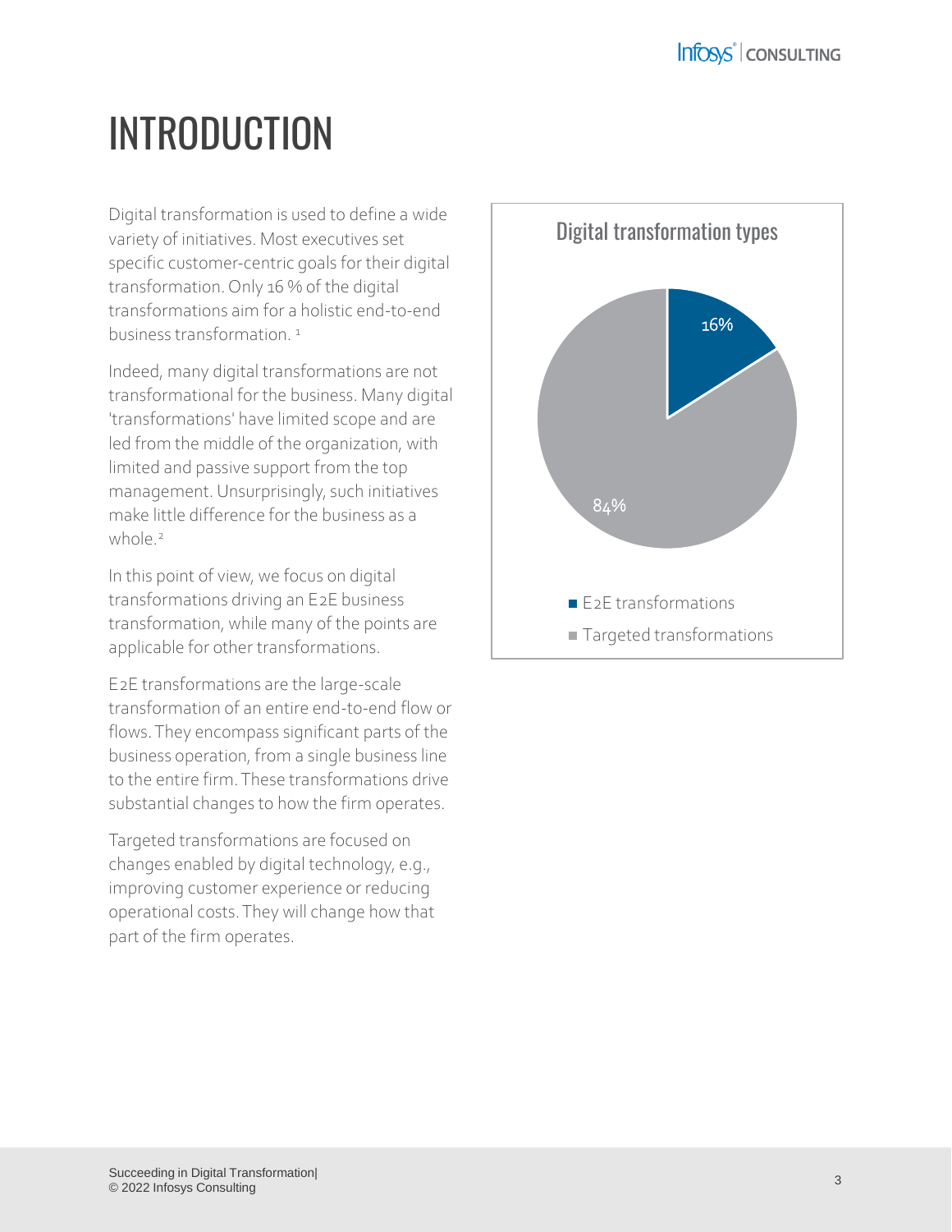# INTRODUCTION

Digital transformation is used to define a wide variety of initiatives. Most executives set specific customer-centric goals for their digital transformation. Only 16 % of the digital transformations aim for a holistic end-to-end business transformation. [1]

Indeed, many digital transformations are not transformational for the business. Many digital 'transformations' have limited scope and are led from the middle of the organization, with limited and passive support from the top management. Unsurprisingly, such initiatives make little difference for the business as a whole. [2]

In this point of view, we focus on digital transformations driving an E2E business transformation, while many of the points are applicable for other transformations.

E2E transformations are the large-scale transformation of an entire end-to-end flow or flows. They encompass significant parts of the business operation, from a single business line to the entire firm. These transformations drive substantial changes to how the firm operates.

Targeted transformations are focused on changes enabled by digital technology, e.g., improving customer experience or reducing operational costs. They will change how that part of the firm operates.

**Digital transformation types**

| Type | Share |
| --- | --- |
| E2E transformations | 16% |
| Targeted transformations | 84% |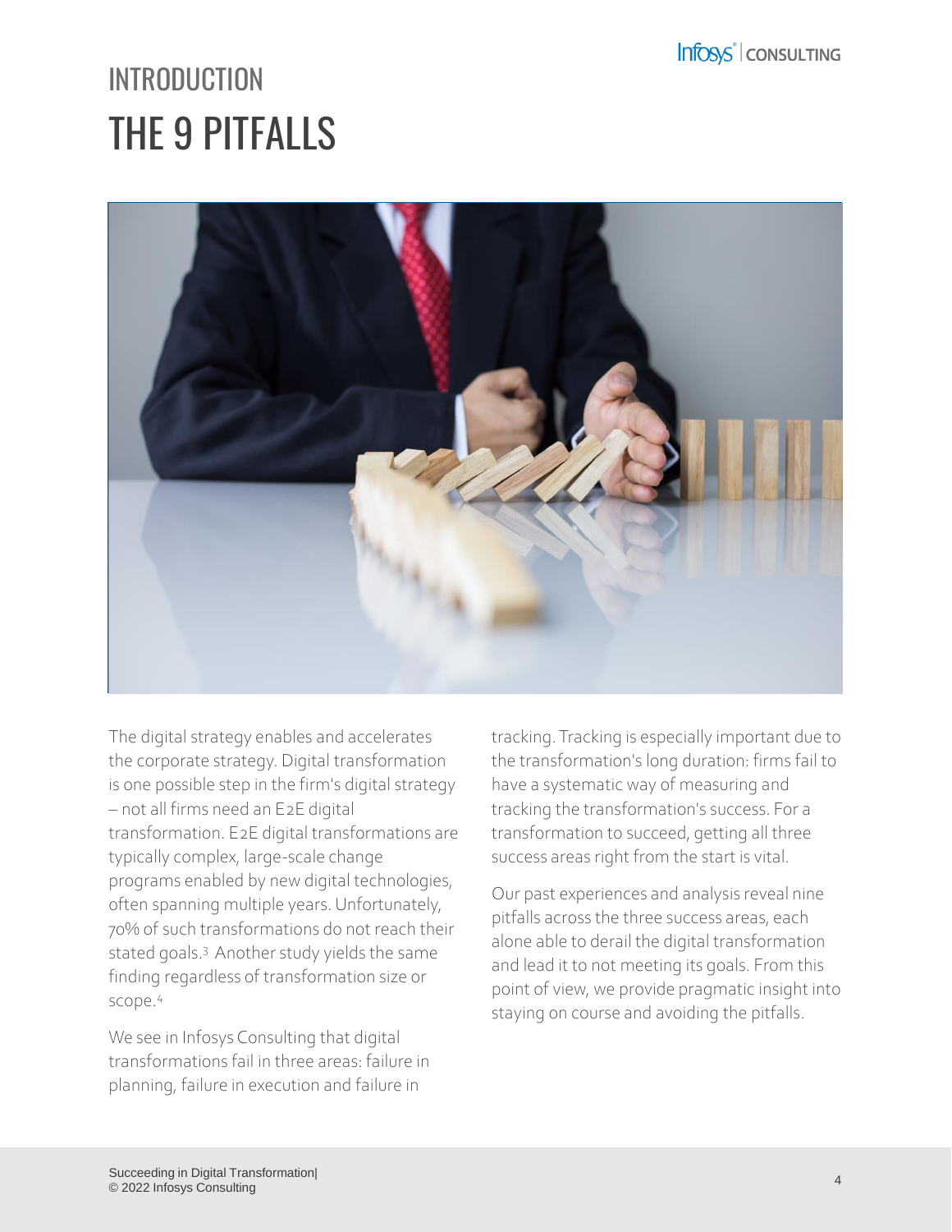# INTRODUCTION
# THE 9 PITFALLS

The digital strategy enables and accelerates the corporate strategy. Digital transformation is one possible step in the firm's digital strategy – not all firms need an E2E digital transformation. E2E digital transformations are typically complex, large-scale change programs enabled by new digital technologies, often spanning multiple years. Unfortunately, 70% of such transformations do not reach their stated goals.[3] Another study yields the same finding regardless of transformation size or scope.[4]

We see in Infosys Consulting that digital transformations fail in three areas: failure in planning, failure in execution and failure in tracking. Tracking is especially important due to the transformation's long duration: firms fail to have a systematic way of measuring and tracking the transformation's success. For a transformation to succeed, getting all three success areas right from the start is vital.

Our past experiences and analysis reveal nine pitfalls across the three success areas, each alone able to derail the digital transformation and lead it to not meeting its goals. From this point of view, we provide pragmatic insight into staying on course and avoiding the pitfalls.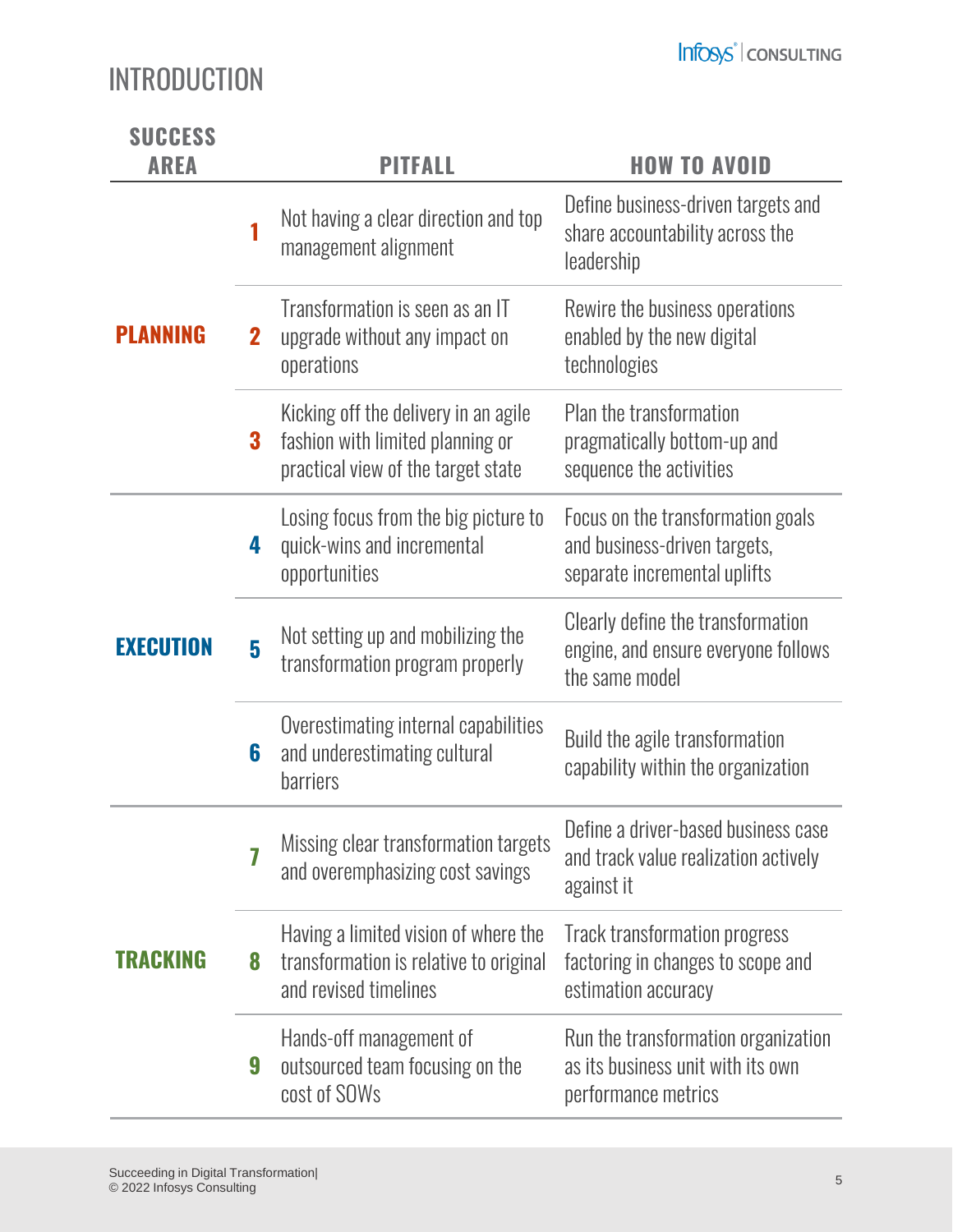# INTRODUCTION

| SUCCESS AREA | | PITFALL | HOW TO AVOID |
|---|---|---|---|
| **PLANNING** | 1 | Not having a clear direction and top management alignment | Define business-driven targets and share accountability across the leadership |
| | 2 | Transformation is seen as an IT upgrade without any impact on operations | Rewire the business operations enabled by the new digital technologies |
| | 3 | Kicking off the delivery in an agile fashion with limited planning or practical view of the target state | Plan the transformation pragmatically bottom-up and sequence the activities |
| **EXECUTION** | 4 | Losing focus from the big picture to quick-wins and incremental opportunities | Focus on the transformation goals and business-driven targets, separate incremental uplifts |
| | 5 | Not setting up and mobilizing the transformation program properly | Clearly define the transformation engine, and ensure everyone follows the same model |
| | 6 | Overestimating internal capabilities and underestimating cultural barriers | Build the agile transformation capability within the organization |
| **TRACKING** | 7 | Missing clear transformation targets and overemphasizing cost savings | Define a driver-based business case and track value realization actively against it |
| | 8 | Having a limited vision of where the transformation is relative to original and revised timelines | Track transformation progress factoring in changes to scope and estimation accuracy |
| | 9 | Hands-off management of outsourced team focusing on the cost of SOWs | Run the transformation organization as its business unit with its own performance metrics |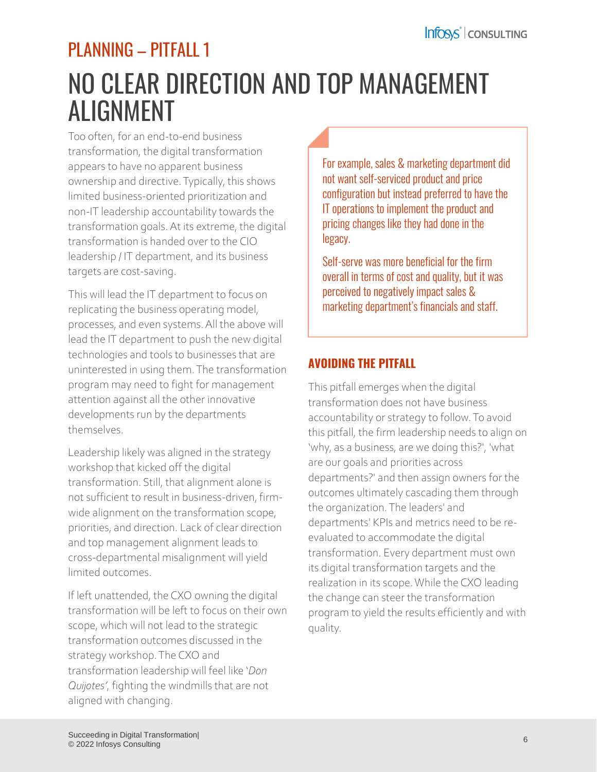## PLANNING – PITFALL 1

# NO CLEAR DIRECTION AND TOP MANAGEMENT ALIGNMENT

Too often, for an end-to-end business transformation, the digital transformation appears to have no apparent business ownership and directive. Typically, this shows limited business-oriented prioritization and non-IT leadership accountability towards the transformation goals. At its extreme, the digital transformation is handed over to the CIO leadership / IT department, and its business targets are cost-saving.

This will lead the IT department to focus on replicating the business operating model, processes, and even systems. All the above will lead the IT department to push the new digital technologies and tools to businesses that are uninterested in using them. The transformation program may need to fight for management attention against all the other innovative developments run by the departments themselves.

Leadership likely was aligned in the strategy workshop that kicked off the digital transformation. Still, that alignment alone is not sufficient to result in business-driven, firm-wide alignment on the transformation scope, priorities, and direction. Lack of clear direction and top management alignment leads to cross-departmental misalignment will yield limited outcomes.

If left unattended, the CXO owning the digital transformation will be left to focus on their own scope, which will not lead to the strategic transformation outcomes discussed in the strategy workshop. The CXO and transformation leadership will feel like '*Don Quijotes'*, fighting the windmills that are not aligned with changing.

> For example, sales & marketing department did not want self-serviced product and price configuration but instead preferred to have the IT operations to implement the product and pricing changes like they had done in the legacy.
>
> Self-serve was more beneficial for the firm overall in terms of cost and quality, but it was perceived to negatively impact sales & marketing department's financials and staff.

### AVOIDING THE PITFALL

This pitfall emerges when the digital transformation does not have business accountability or strategy to follow. To avoid this pitfall, the firm leadership needs to align on 'why, as a business, are we doing this?', 'what are our goals and priorities across departments?' and then assign owners for the outcomes ultimately cascading them through the organization. The leaders' and departments' KPIs and metrics need to be re-evaluated to accommodate the digital transformation. Every department must own its digital transformation targets and the realization in its scope. While the CXO leading the change can steer the transformation program to yield the results efficiently and with quality.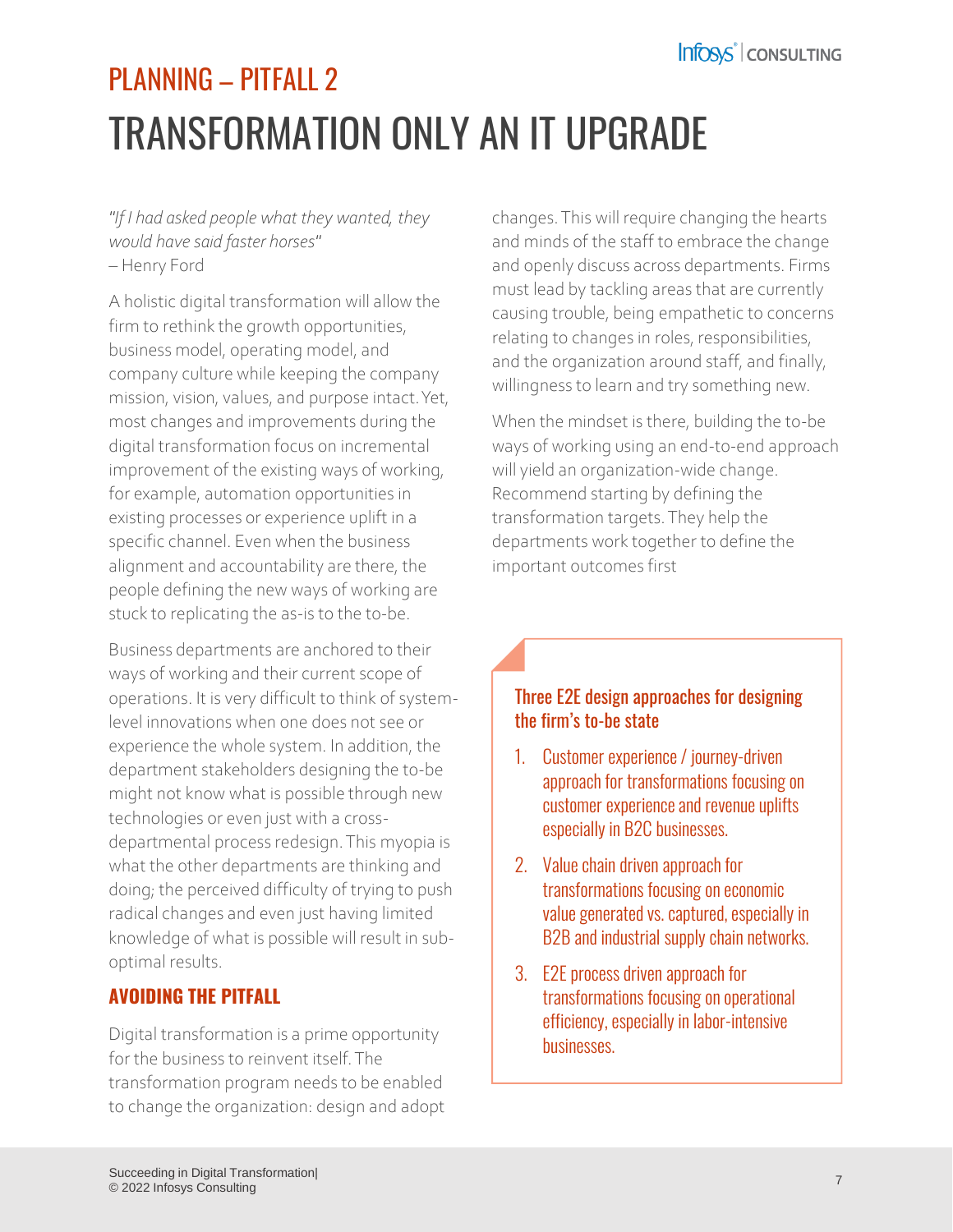## PLANNING – PITFALL 2

# TRANSFORMATION ONLY AN IT UPGRADE

*"If I had asked people what they wanted, they would have said faster horses"*
– Henry Ford

A holistic digital transformation will allow the firm to rethink the growth opportunities, business model, operating model, and company culture while keeping the company mission, vision, values, and purpose intact. Yet, most changes and improvements during the digital transformation focus on incremental improvement of the existing ways of working, for example, automation opportunities in existing processes or experience uplift in a specific channel. Even when the business alignment and accountability are there, the people defining the new ways of working are stuck to replicating the as-is to the to-be.

Business departments are anchored to their ways of working and their current scope of operations. It is very difficult to think of system-level innovations when one does not see or experience the whole system. In addition, the department stakeholders designing the to-be might not know what is possible through new technologies or even just with a cross-departmental process redesign. This myopia is what the other departments are thinking and doing; the perceived difficulty of trying to push radical changes and even just having limited knowledge of what is possible will result in sub-optimal results.

### AVOIDING THE PITFALL

Digital transformation is a prime opportunity for the business to reinvent itself. The transformation program needs to be enabled to change the organization: design and adopt changes. This will require changing the hearts and minds of the staff to embrace the change and openly discuss across departments. Firms must lead by tackling areas that are currently causing trouble, being empathetic to concerns relating to changes in roles, responsibilities, and the organization around staff, and finally, willingness to learn and try something new.

When the mindset is there, building the to-be ways of working using an end-to-end approach will yield an organization-wide change. Recommend starting by defining the transformation targets. They help the departments work together to define the important outcomes first

**Three E2E design approaches for designing the firm's to-be state**

1. Customer experience / journey-driven approach for transformations focusing on customer experience and revenue uplifts especially in B2C businesses.
2. Value chain driven approach for transformations focusing on economic value generated vs. captured, especially in B2B and industrial supply chain networks.
3. E2E process driven approach for transformations focusing on operational efficiency, especially in labor-intensive businesses.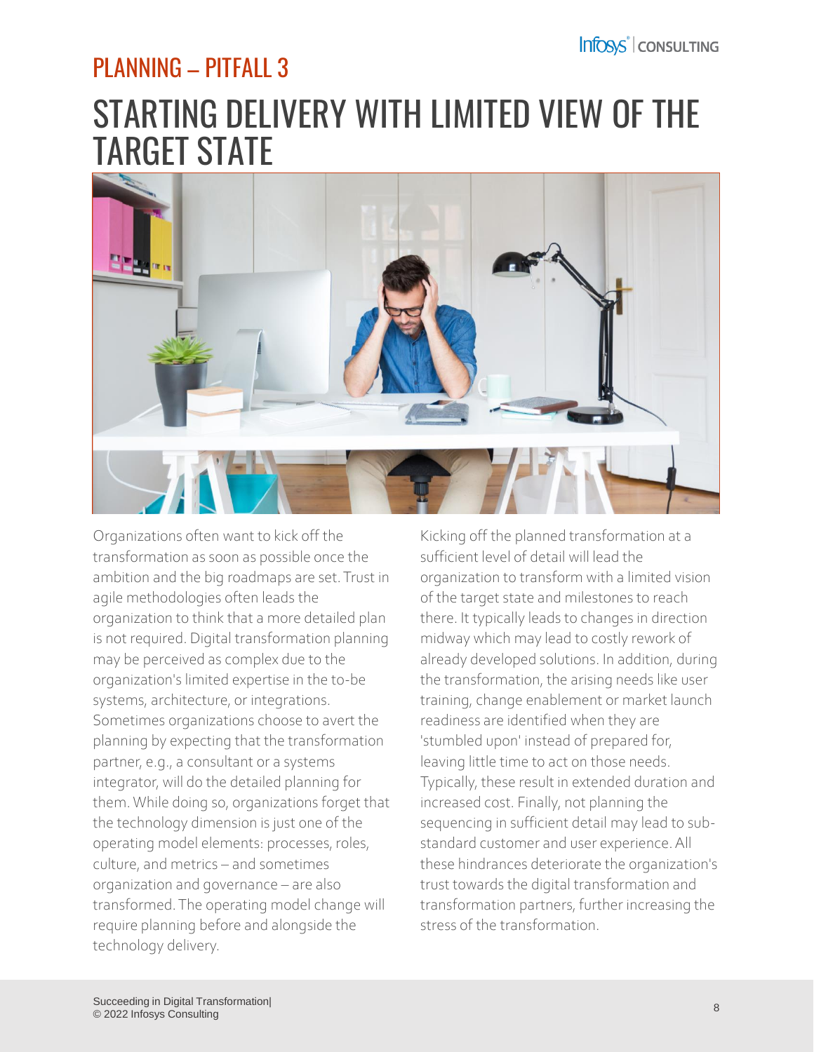## PLANNING – PITFALL 3

# STARTING DELIVERY WITH LIMITED VIEW OF THE TARGET STATE

Organizations often want to kick off the transformation as soon as possible once the ambition and the big roadmaps are set. Trust in agile methodologies often leads the organization to think that a more detailed plan is not required. Digital transformation planning may be perceived as complex due to the organization's limited expertise in the to-be systems, architecture, or integrations. Sometimes organizations choose to avert the planning by expecting that the transformation partner, e.g., a consultant or a systems integrator, will do the detailed planning for them. While doing so, organizations forget that the technology dimension is just one of the operating model elements: processes, roles, culture, and metrics – and sometimes organization and governance – are also transformed. The operating model change will require planning before and alongside the technology delivery.

Kicking off the planned transformation at a sufficient level of detail will lead the organization to transform with a limited vision of the target state and milestones to reach there. It typically leads to changes in direction midway which may lead to costly rework of already developed solutions. In addition, during the transformation, the arising needs like user training, change enablement or market launch readiness are identified when they are 'stumbled upon' instead of prepared for, leaving little time to act on those needs. Typically, these result in extended duration and increased cost. Finally, not planning the sequencing in sufficient detail may lead to sub-standard customer and user experience. All these hindrances deteriorate the organization's trust towards the digital transformation and transformation partners, further increasing the stress of the transformation.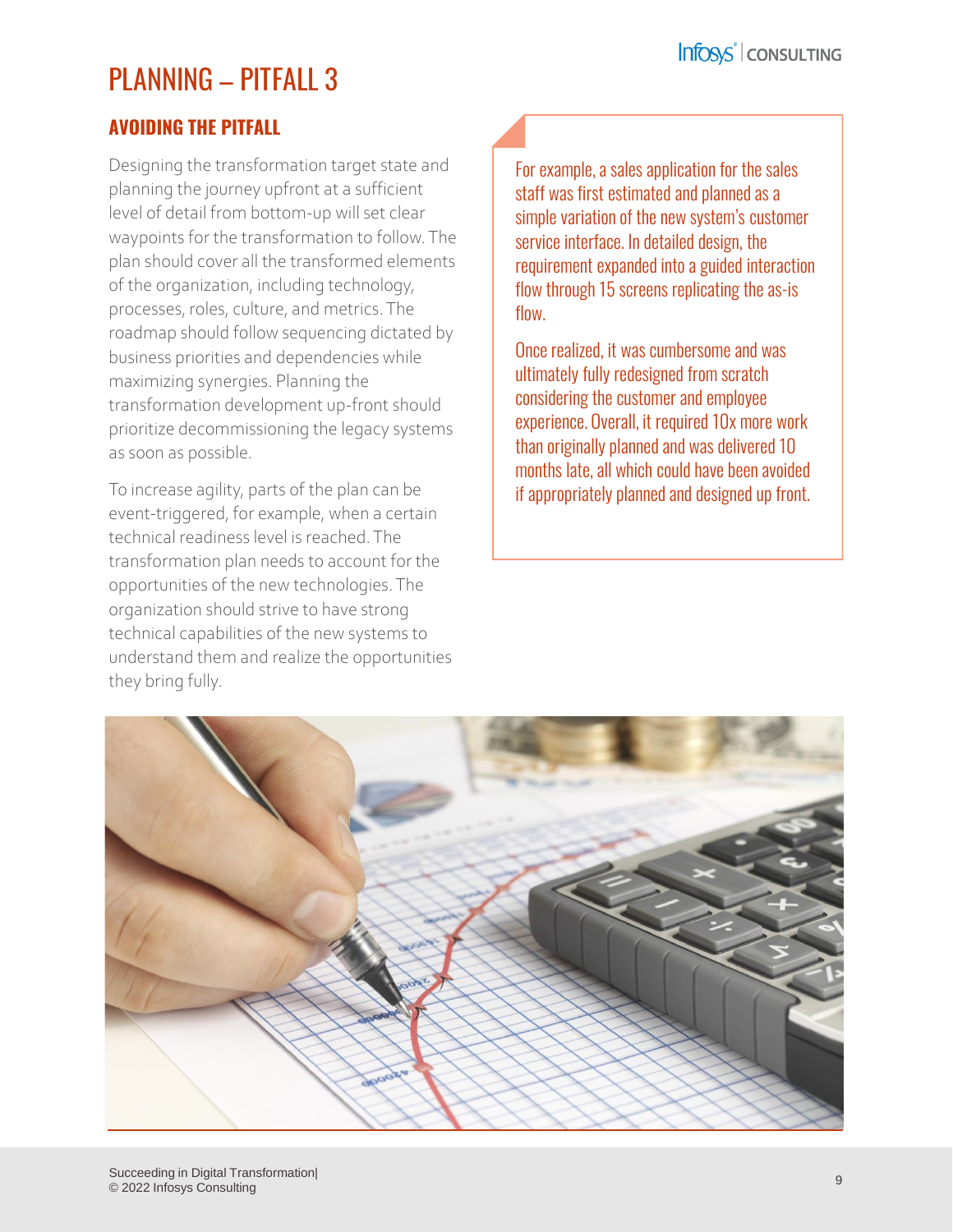# PLANNING – PITFALL 3

## AVOIDING THE PITFALL

Designing the transformation target state and planning the journey upfront at a sufficient level of detail from bottom-up will set clear waypoints for the transformation to follow. The plan should cover all the transformed elements of the organization, including technology, processes, roles, culture, and metrics. The roadmap should follow sequencing dictated by business priorities and dependencies while maximizing synergies. Planning the transformation development up-front should prioritize decommissioning the legacy systems as soon as possible.

To increase agility, parts of the plan can be event-triggered, for example, when a certain technical readiness level is reached. The transformation plan needs to account for the opportunities of the new technologies. The organization should strive to have strong technical capabilities of the new systems to understand them and realize the opportunities they bring fully.

For example, a sales application for the sales staff was first estimated and planned as a simple variation of the new system's customer service interface. In detailed design, the requirement expanded into a guided interaction flow through 15 screens replicating the as-is flow.

Once realized, it was cumbersome and was ultimately fully redesigned from scratch considering the customer and employee experience. Overall, it required 10x more work than originally planned and was delivered 10 months late, all which could have been avoided if appropriately planned and designed up front.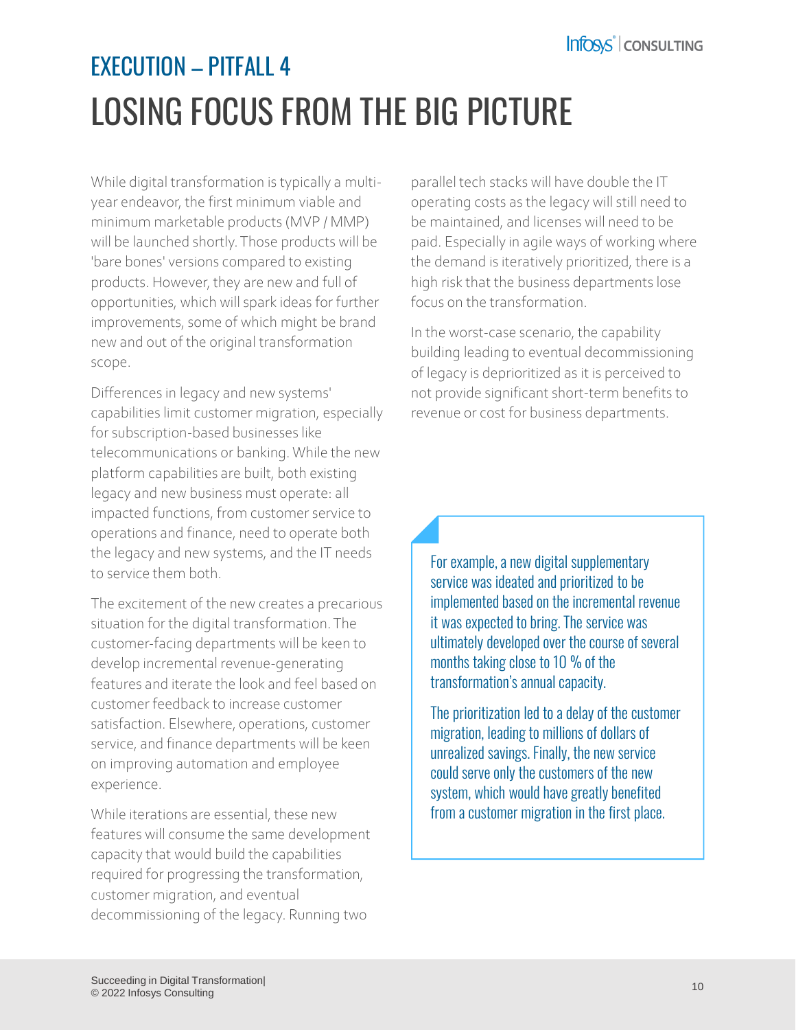## EXECUTION – PITFALL 4

# LOSING FOCUS FROM THE BIG PICTURE

While digital transformation is typically a multi-year endeavor, the first minimum viable and minimum marketable products (MVP / MMP) will be launched shortly. Those products will be 'bare bones' versions compared to existing products. However, they are new and full of opportunities, which will spark ideas for further improvements, some of which might be brand new and out of the original transformation scope.

Differences in legacy and new systems' capabilities limit customer migration, especially for subscription-based businesses like telecommunications or banking. While the new platform capabilities are built, both existing legacy and new business must operate: all impacted functions, from customer service to operations and finance, need to operate both the legacy and new systems, and the IT needs to service them both.

The excitement of the new creates a precarious situation for the digital transformation. The customer-facing departments will be keen to develop incremental revenue-generating features and iterate the look and feel based on customer feedback to increase customer satisfaction. Elsewhere, operations, customer service, and finance departments will be keen on improving automation and employee experience.

While iterations are essential, these new features will consume the same development capacity that would build the capabilities required for progressing the transformation, customer migration, and eventual decommissioning of the legacy. Running two parallel tech stacks will have double the IT operating costs as the legacy will still need to be maintained, and licenses will need to be paid. Especially in agile ways of working where the demand is iteratively prioritized, there is a high risk that the business departments lose focus on the transformation.

In the worst-case scenario, the capability building leading to eventual decommissioning of legacy is deprioritized as it is perceived to not provide significant short-term benefits to revenue or cost for business departments.

> For example, a new digital supplementary service was ideated and prioritized to be implemented based on the incremental revenue it was expected to bring. The service was ultimately developed over the course of several months taking close to 10 % of the transformation's annual capacity.
>
> The prioritization led to a delay of the customer migration, leading to millions of dollars of unrealized savings. Finally, the new service could serve only the customers of the new system, which would have greatly benefited from a customer migration in the first place.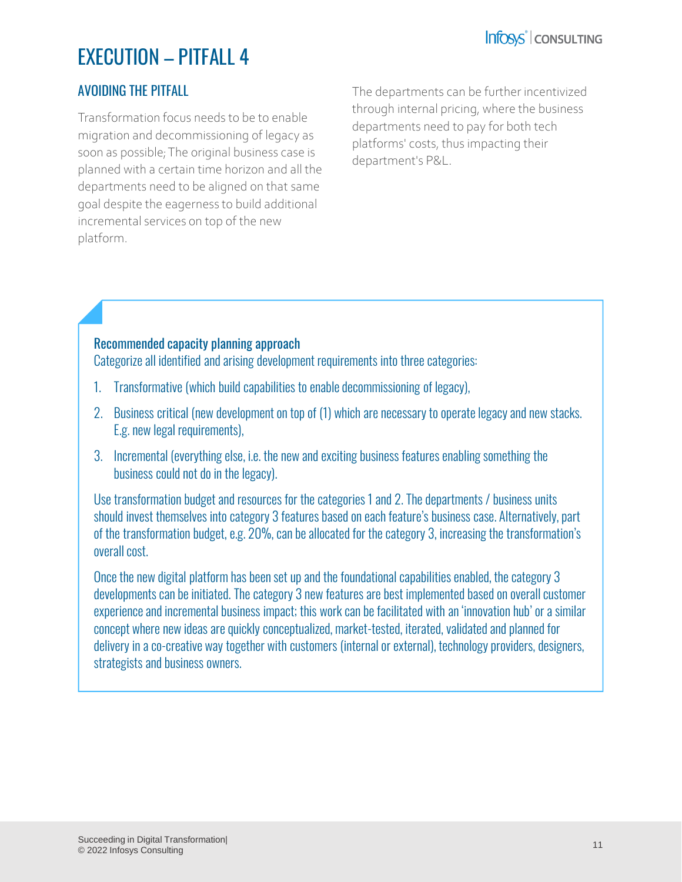# EXECUTION – PITFALL 4

## AVOIDING THE PITFALL

Transformation focus needs to be to enable migration and decommissioning of legacy as soon as possible; The original business case is planned with a certain time horizon and all the departments need to be aligned on that same goal despite the eagerness to build additional incremental services on top of the new platform.

The departments can be further incentivized through internal pricing, where the business departments need to pay for both tech platforms' costs, thus impacting their department's P&L.

**Recommended capacity planning approach**

Categorize all identified and arising development requirements into three categories:

1. Transformative (which build capabilities to enable decommissioning of legacy),
2. Business critical (new development on top of (1) which are necessary to operate legacy and new stacks. E.g. new legal requirements),
3. Incremental (everything else, i.e. the new and exciting business features enabling something the business could not do in the legacy).

Use transformation budget and resources for the categories 1 and 2. The departments / business units should invest themselves into category 3 features based on each feature's business case. Alternatively, part of the transformation budget, e.g. 20%, can be allocated for the category 3, increasing the transformation's overall cost.

Once the new digital platform has been set up and the foundational capabilities enabled, the category 3 developments can be initiated. The category 3 new features are best implemented based on overall customer experience and incremental business impact; this work can be facilitated with an 'innovation hub' or a similar concept where new ideas are quickly conceptualized, market-tested, iterated, validated and planned for delivery in a co-creative way together with customers (internal or external), technology providers, designers, strategists and business owners.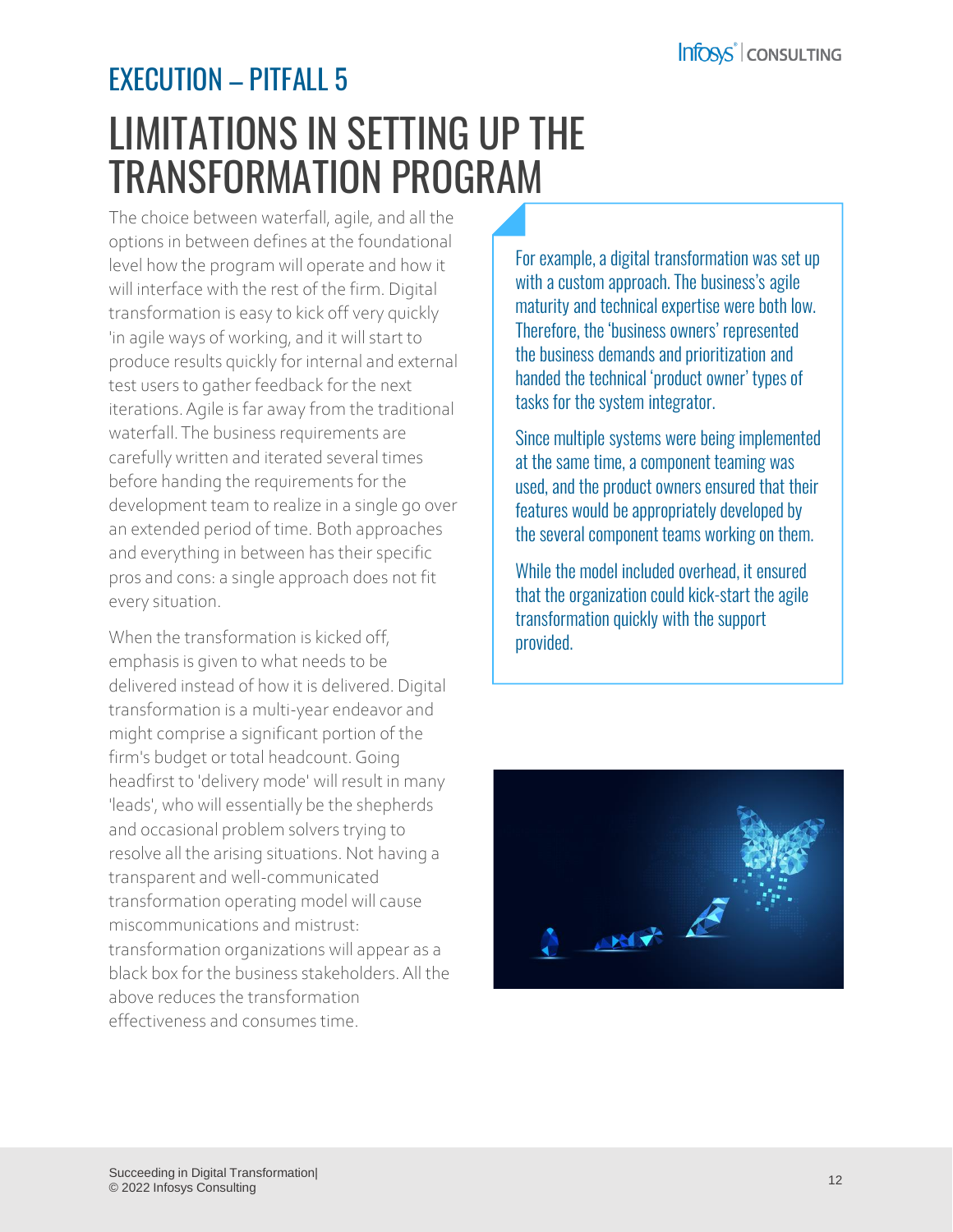## EXECUTION – PITFALL 5

# LIMITATIONS IN SETTING UP THE TRANSFORMATION PROGRAM

The choice between waterfall, agile, and all the options in between defines at the foundational level how the program will operate and how it will interface with the rest of the firm. Digital transformation is easy to kick off very quickly 'in agile ways of working, and it will start to produce results quickly for internal and external test users to gather feedback for the next iterations. Agile is far away from the traditional waterfall. The business requirements are carefully written and iterated several times before handing the requirements for the development team to realize in a single go over an extended period of time. Both approaches and everything in between has their specific pros and cons: a single approach does not fit every situation.

When the transformation is kicked off, emphasis is given to what needs to be delivered instead of how it is delivered. Digital transformation is a multi-year endeavor and might comprise a significant portion of the firm's budget or total headcount. Going headfirst to 'delivery mode' will result in many 'leads', who will essentially be the shepherds and occasional problem solvers trying to resolve all the arising situations. Not having a transparent and well-communicated transformation operating model will cause miscommunications and mistrust: transformation organizations will appear as a black box for the business stakeholders. All the above reduces the transformation effectiveness and consumes time.

For example, a digital transformation was set up with a custom approach. The business's agile maturity and technical expertise were both low. Therefore, the 'business owners' represented the business demands and prioritization and handed the technical 'product owner' types of tasks for the system integrator.

Since multiple systems were being implemented at the same time, a component teaming was used, and the product owners ensured that their features would be appropriately developed by the several component teams working on them.

While the model included overhead, it ensured that the organization could kick-start the agile transformation quickly with the support provided.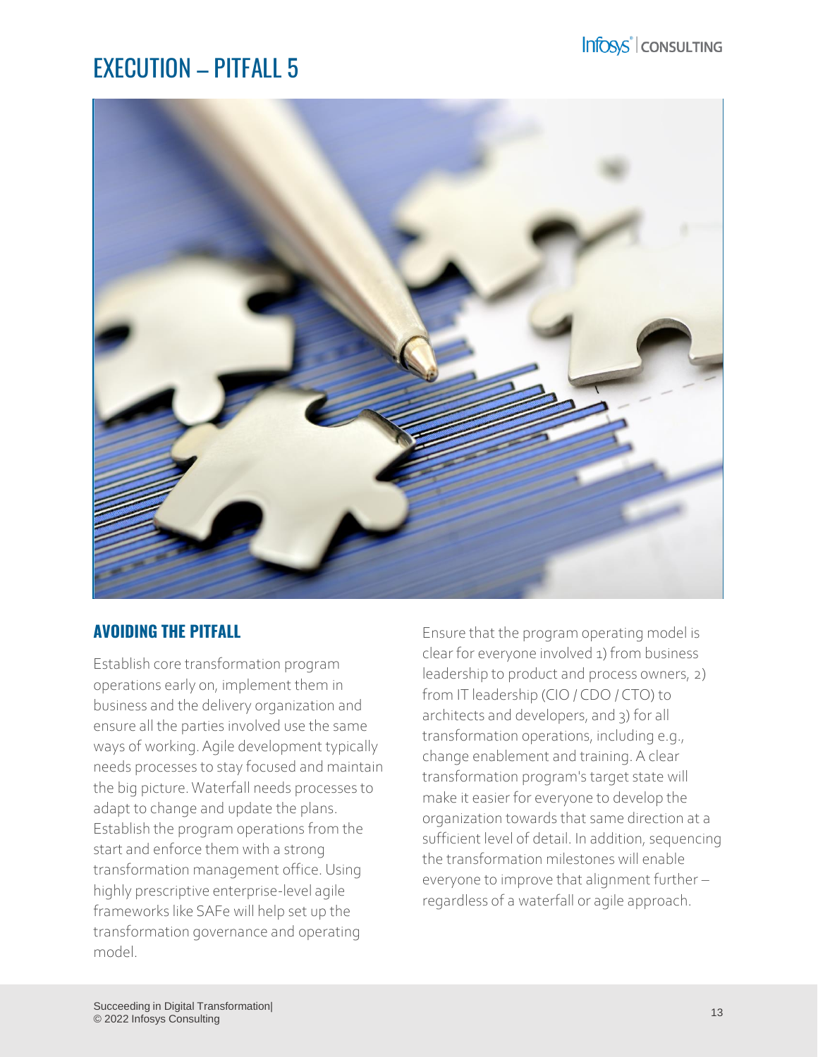# EXECUTION – PITFALL 5

## AVOIDING THE PITFALL

Establish core transformation program operations early on, implement them in business and the delivery organization and ensure all the parties involved use the same ways of working. Agile development typically needs processes to stay focused and maintain the big picture. Waterfall needs processes to adapt to change and update the plans. Establish the program operations from the start and enforce them with a strong transformation management office. Using highly prescriptive enterprise-level agile frameworks like SAFe will help set up the transformation governance and operating model.

Ensure that the program operating model is clear for everyone involved 1) from business leadership to product and process owners, 2) from IT leadership (CIO / CDO / CTO) to architects and developers, and 3) for all transformation operations, including e.g., change enablement and training. A clear transformation program's target state will make it easier for everyone to develop the organization towards that same direction at a sufficient level of detail. In addition, sequencing the transformation milestones will enable everyone to improve that alignment further – regardless of a waterfall or agile approach.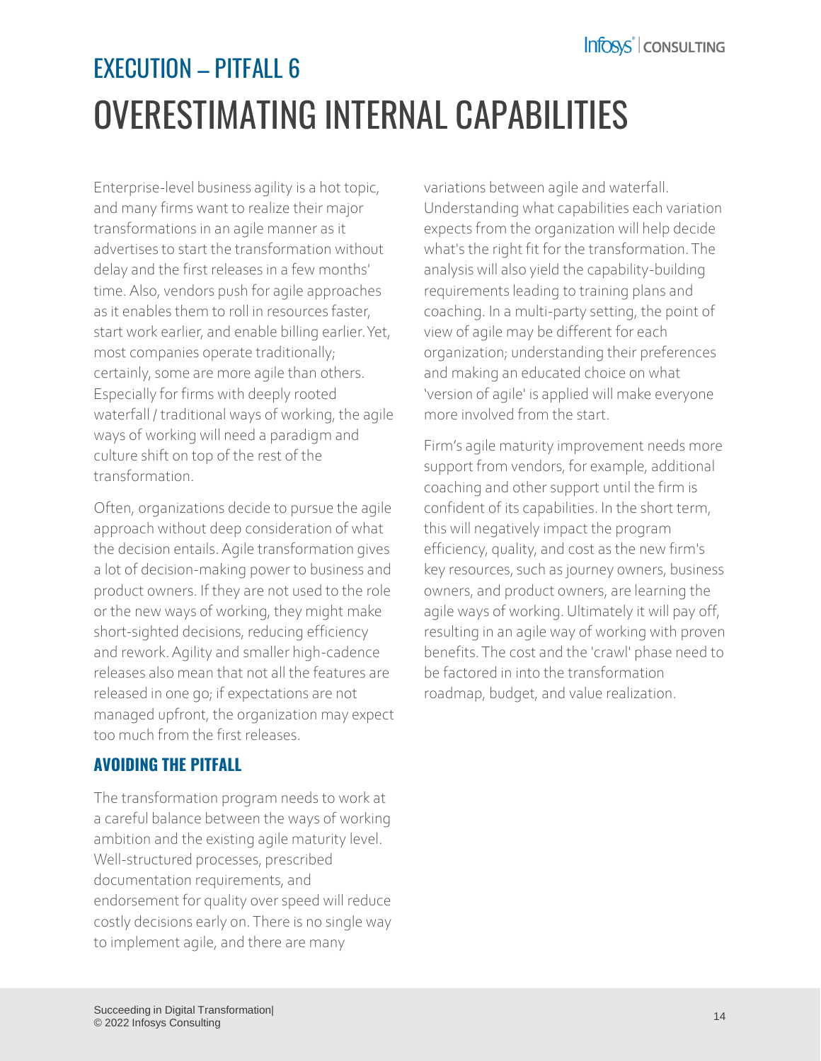## EXECUTION – PITFALL 6

# OVERESTIMATING INTERNAL CAPABILITIES

Enterprise-level business agility is a hot topic, and many firms want to realize their major transformations in an agile manner as it advertises to start the transformation without delay and the first releases in a few months' time. Also, vendors push for agile approaches as it enables them to roll in resources faster, start work earlier, and enable billing earlier. Yet, most companies operate traditionally; certainly, some are more agile than others. Especially for firms with deeply rooted waterfall / traditional ways of working, the agile ways of working will need a paradigm and culture shift on top of the rest of the transformation.

Often, organizations decide to pursue the agile approach without deep consideration of what the decision entails. Agile transformation gives a lot of decision-making power to business and product owners. If they are not used to the role or the new ways of working, they might make short-sighted decisions, reducing efficiency and rework. Agility and smaller high-cadence releases also mean that not all the features are released in one go; if expectations are not managed upfront, the organization may expect too much from the first releases.

### AVOIDING THE PITFALL

The transformation program needs to work at a careful balance between the ways of working ambition and the existing agile maturity level. Well-structured processes, prescribed documentation requirements, and endorsement for quality over speed will reduce costly decisions early on. There is no single way to implement agile, and there are many variations between agile and waterfall. Understanding what capabilities each variation expects from the organization will help decide what's the right fit for the transformation. The analysis will also yield the capability-building requirements leading to training plans and coaching. In a multi-party setting, the point of view of agile may be different for each organization; understanding their preferences and making an educated choice on what 'version of agile' is applied will make everyone more involved from the start.

Firm's agile maturity improvement needs more support from vendors, for example, additional coaching and other support until the firm is confident of its capabilities. In the short term, this will negatively impact the program efficiency, quality, and cost as the new firm's key resources, such as journey owners, business owners, and product owners, are learning the agile ways of working. Ultimately it will pay off, resulting in an agile way of working with proven benefits. The cost and the 'crawl' phase need to be factored in into the transformation roadmap, budget, and value realization.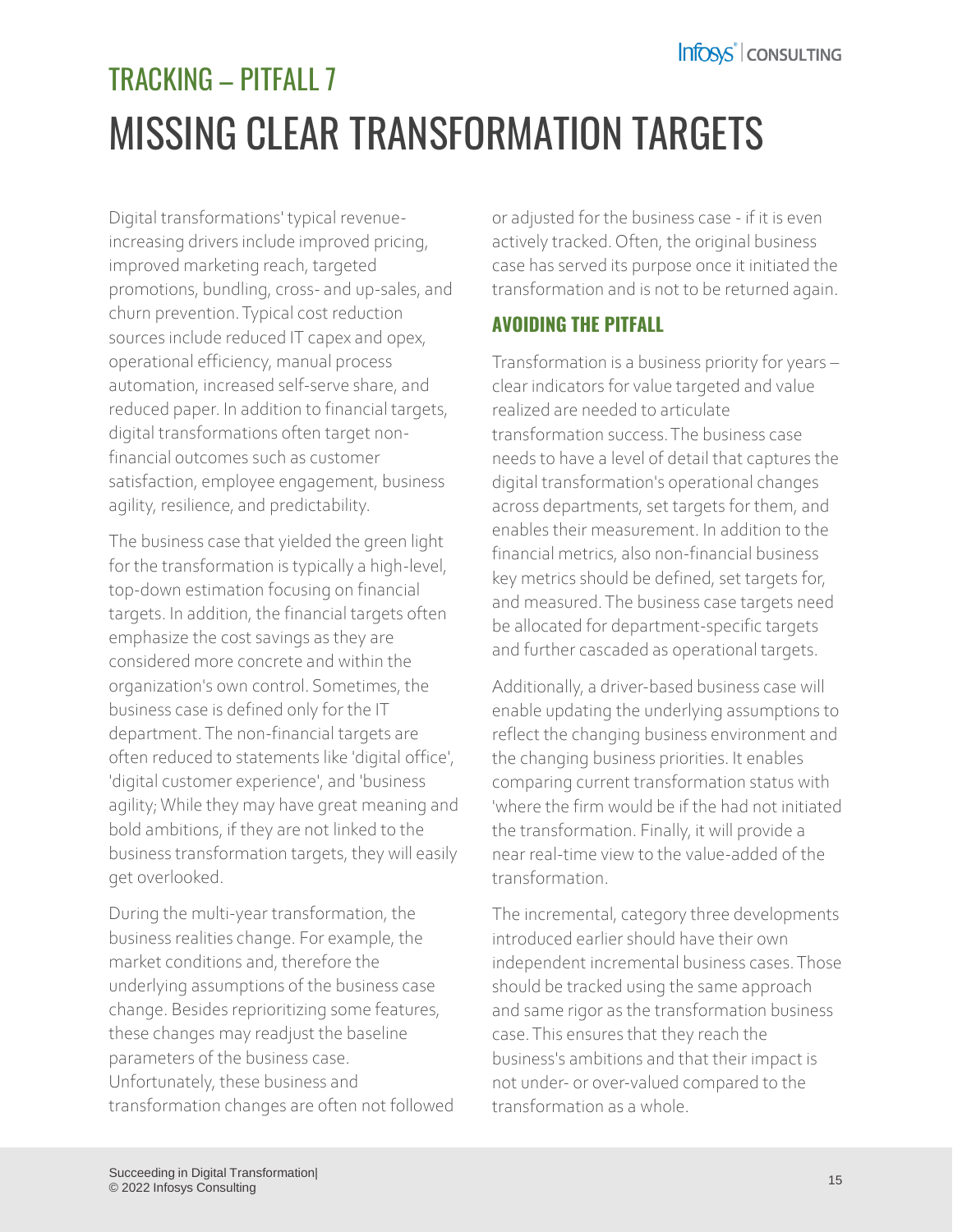## TRACKING – PITFALL 7

# MISSING CLEAR TRANSFORMATION TARGETS

Digital transformations' typical revenue-increasing drivers include improved pricing, improved marketing reach, targeted promotions, bundling, cross- and up-sales, and churn prevention. Typical cost reduction sources include reduced IT capex and opex, operational efficiency, manual process automation, increased self-serve share, and reduced paper. In addition to financial targets, digital transformations often target non-financial outcomes such as customer satisfaction, employee engagement, business agility, resilience, and predictability.

The business case that yielded the green light for the transformation is typically a high-level, top-down estimation focusing on financial targets. In addition, the financial targets often emphasize the cost savings as they are considered more concrete and within the organization's own control. Sometimes, the business case is defined only for the IT department. The non-financial targets are often reduced to statements like 'digital office', 'digital customer experience', and 'business agility; While they may have great meaning and bold ambitions, if they are not linked to the business transformation targets, they will easily get overlooked.

During the multi-year transformation, the business realities change. For example, the market conditions and, therefore the underlying assumptions of the business case change. Besides reprioritizing some features, these changes may readjust the baseline parameters of the business case. Unfortunately, these business and transformation changes are often not followed or adjusted for the business case - if it is even actively tracked. Often, the original business case has served its purpose once it initiated the transformation and is not to be returned again.

### AVOIDING THE PITFALL

Transformation is a business priority for years – clear indicators for value targeted and value realized are needed to articulate transformation success. The business case needs to have a level of detail that captures the digital transformation's operational changes across departments, set targets for them, and enables their measurement. In addition to the financial metrics, also non-financial business key metrics should be defined, set targets for, and measured. The business case targets need be allocated for department-specific targets and further cascaded as operational targets.

Additionally, a driver-based business case will enable updating the underlying assumptions to reflect the changing business environment and the changing business priorities. It enables comparing current transformation status with 'where the firm would be if the had not initiated the transformation. Finally, it will provide a near real-time view to the value-added of the transformation.

The incremental, category three developments introduced earlier should have their own independent incremental business cases. Those should be tracked using the same approach and same rigor as the transformation business case. This ensures that they reach the business's ambitions and that their impact is not under- or over-valued compared to the transformation as a whole.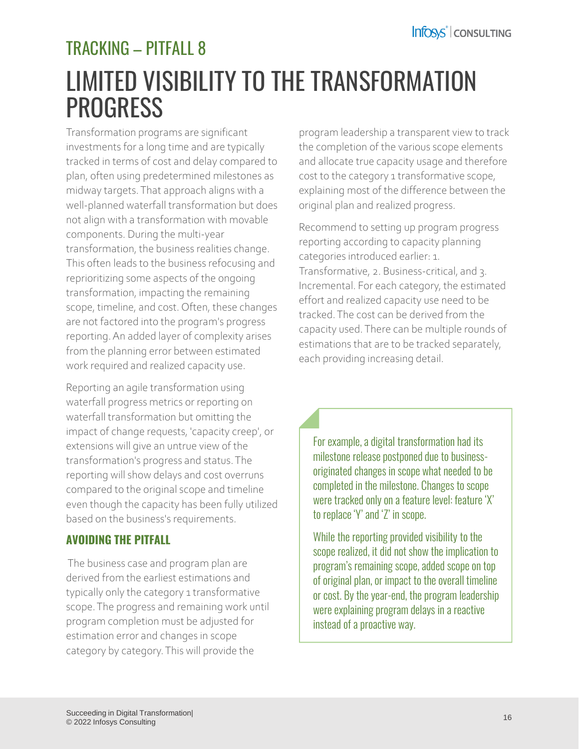## TRACKING – PITFALL 8

# LIMITED VISIBILITY TO THE TRANSFORMATION PROGRESS

Transformation programs are significant investments for a long time and are typically tracked in terms of cost and delay compared to plan, often using predetermined milestones as midway targets. That approach aligns with a well-planned waterfall transformation but does not align with a transformation with movable components. During the multi-year transformation, the business realities change. This often leads to the business refocusing and reprioritizing some aspects of the ongoing transformation, impacting the remaining scope, timeline, and cost. Often, these changes are not factored into the program's progress reporting. An added layer of complexity arises from the planning error between estimated work required and realized capacity use.

Reporting an agile transformation using waterfall progress metrics or reporting on waterfall transformation but omitting the impact of change requests, 'capacity creep', or extensions will give an untrue view of the transformation's progress and status. The reporting will show delays and cost overruns compared to the original scope and timeline even though the capacity has been fully utilized based on the business's requirements.

### AVOIDING THE PITFALL

The business case and program plan are derived from the earliest estimations and typically only the category 1 transformative scope. The progress and remaining work until program completion must be adjusted for estimation error and changes in scope category by category. This will provide the program leadership a transparent view to track the completion of the various scope elements and allocate true capacity usage and therefore cost to the category 1 transformative scope, explaining most of the difference between the original plan and realized progress.

Recommend to setting up program progress reporting according to capacity planning categories introduced earlier: 1. Transformative, 2. Business-critical, and 3. Incremental. For each category, the estimated effort and realized capacity use need to be tracked. The cost can be derived from the capacity used. There can be multiple rounds of estimations that are to be tracked separately, each providing increasing detail.

> For example, a digital transformation had its milestone release postponed due to business-originated changes in scope what needed to be completed in the milestone. Changes to scope were tracked only on a feature level: feature 'X' to replace 'Y' and 'Z' in scope.
>
> While the reporting provided visibility to the scope realized, it did not show the implication to program's remaining scope, added scope on top of original plan, or impact to the overall timeline or cost. By the year-end, the program leadership were explaining program delays in a reactive instead of a proactive way.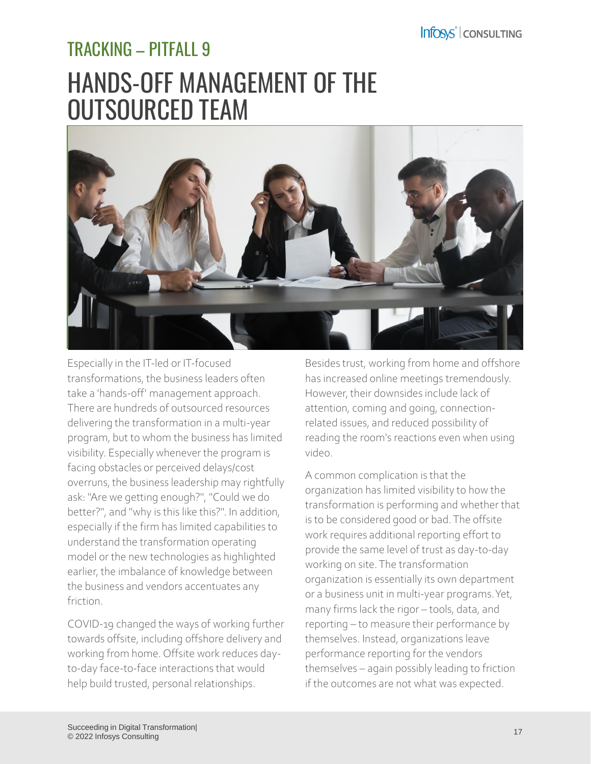## TRACKING – PITFALL 9

# HANDS-OFF MANAGEMENT OF THE OUTSOURCED TEAM

Especially in the IT-led or IT-focused transformations, the business leaders often take a 'hands-off' management approach. There are hundreds of outsourced resources delivering the transformation in a multi-year program, but to whom the business has limited visibility. Especially whenever the program is facing obstacles or perceived delays/cost overruns, the business leadership may rightfully ask: "Are we getting enough?", "Could we do better?", and "why is this like this?". In addition, especially if the firm has limited capabilities to understand the transformation operating model or the new technologies as highlighted earlier, the imbalance of knowledge between the business and vendors accentuates any friction.

COVID-19 changed the ways of working further towards offsite, including offshore delivery and working from home. Offsite work reduces day-to-day face-to-face interactions that would help build trusted, personal relationships.

Besides trust, working from home and offshore has increased online meetings tremendously. However, their downsides include lack of attention, coming and going, connection-related issues, and reduced possibility of reading the room's reactions even when using video.

A common complication is that the organization has limited visibility to how the transformation is performing and whether that is to be considered good or bad. The offsite work requires additional reporting effort to provide the same level of trust as day-to-day working on site. The transformation organization is essentially its own department or a business unit in multi-year programs. Yet, many firms lack the rigor – tools, data, and reporting – to measure their performance by themselves. Instead, organizations leave performance reporting for the vendors themselves – again possibly leading to friction if the outcomes are not what was expected.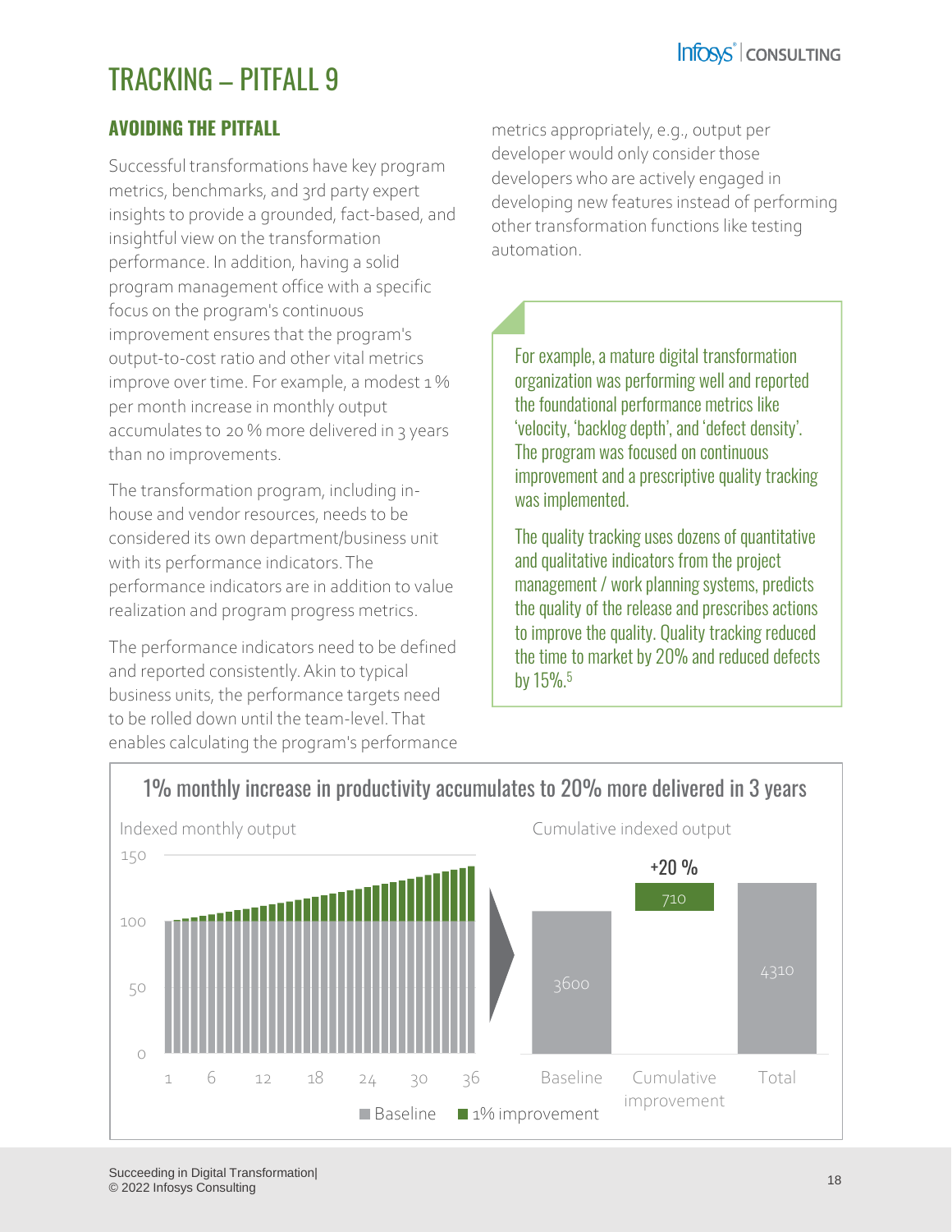# TRACKING – PITFALL 9

## AVOIDING THE PITFALL

Successful transformations have key program metrics, benchmarks, and 3rd party expert insights to provide a grounded, fact-based, and insightful view on the transformation performance. In addition, having a solid program management office with a specific focus on the program's continuous improvement ensures that the program's output-to-cost ratio and other vital metrics improve over time. For example, a modest 1 % per month increase in monthly output accumulates to 20 % more delivered in 3 years than no improvements.

The transformation program, including in-house and vendor resources, needs to be considered its own department/business unit with its performance indicators. The performance indicators are in addition to value realization and program progress metrics.

The performance indicators need to be defined and reported consistently. Akin to typical business units, the performance targets need to be rolled down until the team-level. That enables calculating the program's performance metrics appropriately, e.g., output per developer would only consider those developers who are actively engaged in developing new features instead of performing other transformation functions like testing automation.

> For example, a mature digital transformation organization was performing well and reported the foundational performance metrics like 'velocity, 'backlog depth', and 'defect density'. The program was focused on continuous improvement and a prescriptive quality tracking was implemented.
>
> The quality tracking uses dozens of quantitative and qualitative indicators from the project management / work planning systems, predicts the quality of the release and prescribes actions to improve the quality. Quality tracking reduced the time to market by 20% and reduced defects by 15%.[5]

**1% monthly increase in productivity accumulates to 20% more delivered in 3 years**

Indexed monthly output (months 1–36; Baseline / 1% improvement)

Cumulative indexed output:

| Baseline | Cumulative improvement | Total |
|---|---|---|
| 3600 | 710 (+20 %) | 4310 |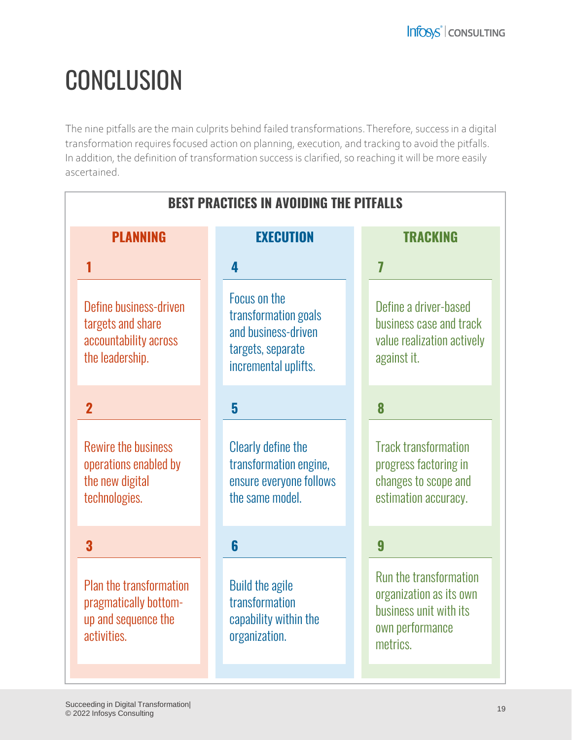# CONCLUSION

The nine pitfalls are the main culprits behind failed transformations. Therefore, success in a digital transformation requires focused action on planning, execution, and tracking to avoid the pitfalls. In addition, the definition of transformation success is clarified, so reaching it will be more easily ascertained.

## BEST PRACTICES IN AVOIDING THE PITFALLS

| PLANNING | EXECUTION | TRACKING |
|---|---|---|
| **1** Define business-driven targets and share accountability across the leadership. | **4** Focus on the transformation goals and business-driven targets, separate incremental uplifts. | **7** Define a driver-based business case and track value realization actively against it. |
| **2** Rewire the business operations enabled by the new digital technologies. | **5** Clearly define the transformation engine, ensure everyone follows the same model. | **8** Track transformation progress factoring in changes to scope and estimation accuracy. |
| **3** Plan the transformation pragmatically bottom-up and sequence the activities. | **6** Build the agile transformation capability within the organization. | **9** Run the transformation organization as its own business unit with its own performance metrics. |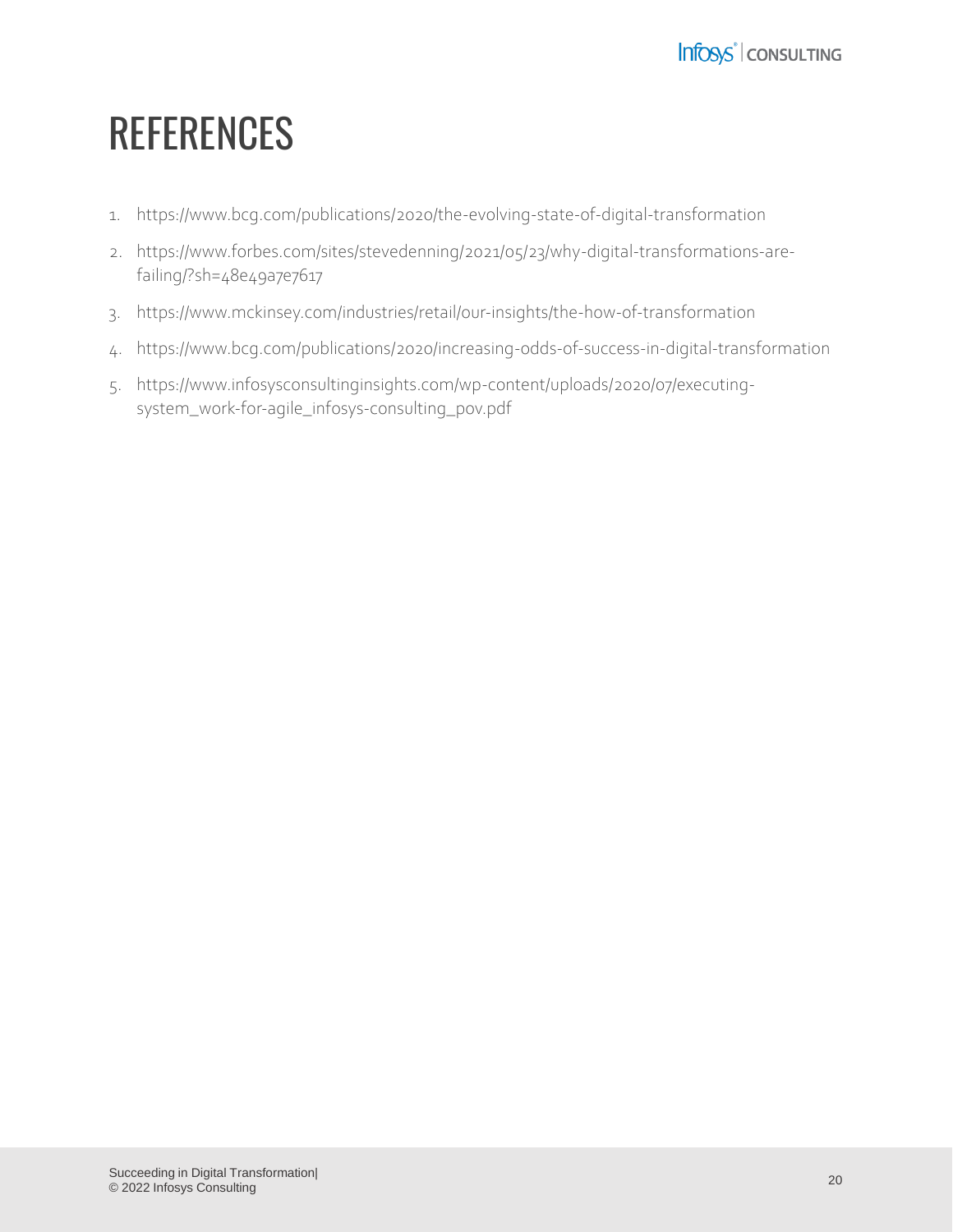# REFERENCES

1. https://www.bcg.com/publications/2020/the-evolving-state-of-digital-transformation
2. https://www.forbes.com/sites/stevedenning/2021/05/23/why-digital-transformations-are-failing/?sh=48e49a7e7617
3. https://www.mckinsey.com/industries/retail/our-insights/the-how-of-transformation
4. https://www.bcg.com/publications/2020/increasing-odds-of-success-in-digital-transformation
5. https://www.infosysconsultinginsights.com/wp-content/uploads/2020/07/executing-system_work-for-agile_infosys-consulting_pov.pdf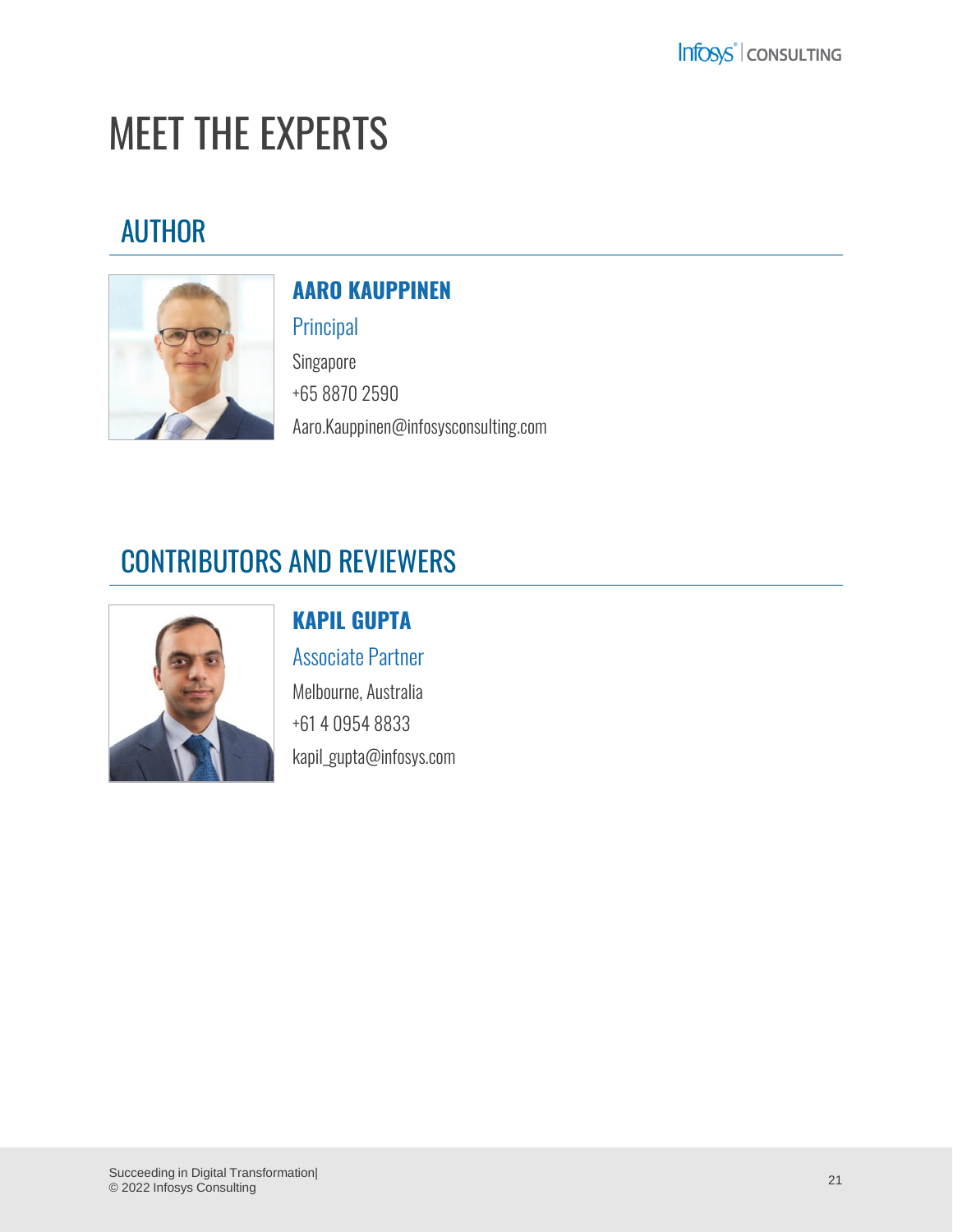# MEET THE EXPERTS

## AUTHOR

**AARO KAUPPINEN**

Principal

Singapore

+65 8870 2590

Aaro.Kauppinen@infosysconsulting.com

## CONTRIBUTORS AND REVIEWERS

**KAPIL GUPTA**

Associate Partner

Melbourne, Australia

+61 4 0954 8833

kapil_gupta@infosys.com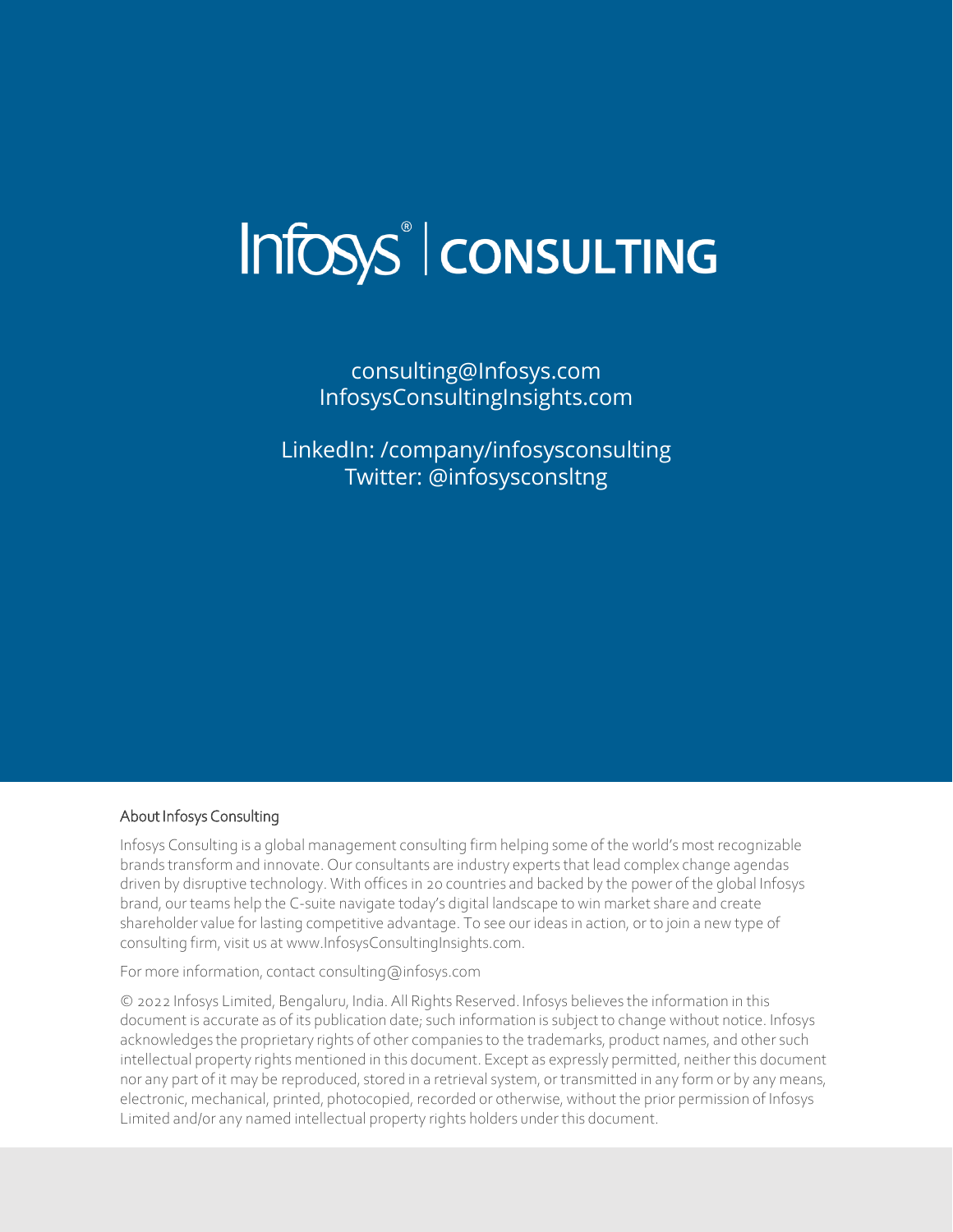Infosys® | CONSULTING

consulting@Infosys.com
InfosysConsultingInsights.com

LinkedIn: /company/infosysconsulting
Twitter: @infosysconsltng

## About Infosys Consulting

Infosys Consulting is a global management consulting firm helping some of the world's most recognizable brands transform and innovate. Our consultants are industry experts that lead complex change agendas driven by disruptive technology. With offices in 20 countries and backed by the power of the global Infosys brand, our teams help the C-suite navigate today's digital landscape to win market share and create shareholder value for lasting competitive advantage. To see our ideas in action, or to join a new type of consulting firm, visit us at www.InfosysConsultingInsights.com.

For more information, contact consulting@infosys.com

© 2022 Infosys Limited, Bengaluru, India. All Rights Reserved. Infosys believes the information in this document is accurate as of its publication date; such information is subject to change without notice. Infosys acknowledges the proprietary rights of other companies to the trademarks, product names, and other such intellectual property rights mentioned in this document. Except as expressly permitted, neither this document nor any part of it may be reproduced, stored in a retrieval system, or transmitted in any form or by any means, electronic, mechanical, printed, photocopied, recorded or otherwise, without the prior permission of Infosys Limited and/or any named intellectual property rights holders under this document.